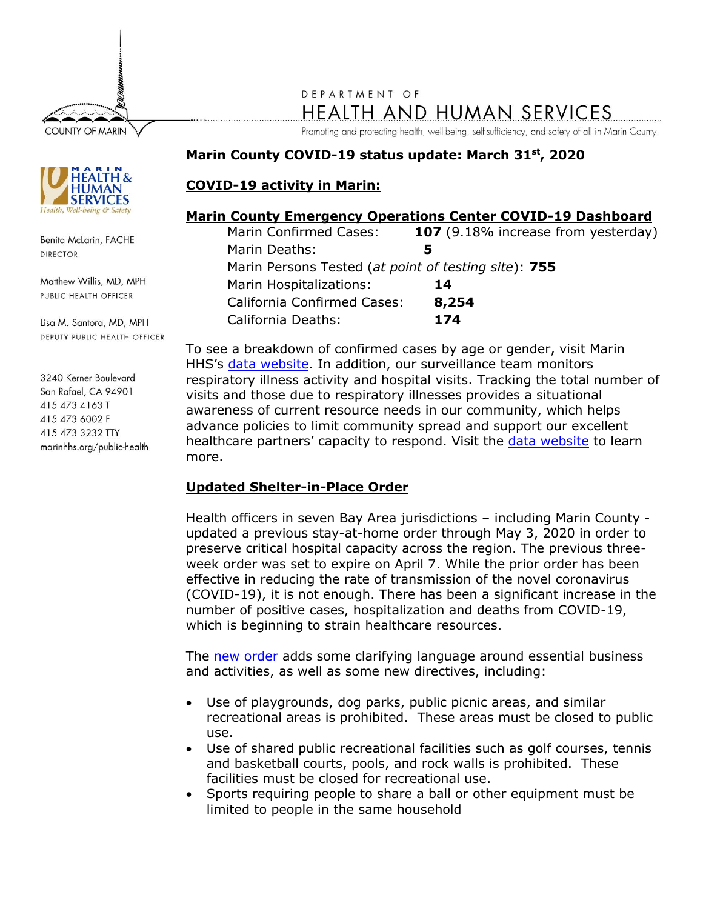COUNTY OF MARIN

DEPARTMENT OF

HEALTH AND HUMAN SERVICES

Promoting and protecting health, well-being, self-sufficiency, and safety of all in Marin County.

MARIN HEALTH & HUMAN SERVICES
*Health, Well-being & Safety*

Benita McLarin, FACHE
DIRECTOR

Matthew Willis, MD, MPH
PUBLIC HEALTH OFFICER

Lisa M. Santora, MD, MPH
DEPUTY PUBLIC HEALTH OFFICER

3240 Kerner Boulevard
San Rafael, CA 94901
415 473 4163 T
415 473 6002 F
415 473 3232 TTY
marinhhs.org/public-health

**Marin County COVID-19 status update: March 31st, 2020**

## COVID-19 activity in Marin:

### Marin County Emergency Operations Center COVID-19 Dashboard

| | |
|---|---|
| Marin Confirmed Cases: | **107** (9.18% increase from yesterday) |
| Marin Deaths: | **5** |
| Marin Persons Tested (*at point of testing site*): | **755** |
| Marin Hospitalizations: | **14** |
| California Confirmed Cases: | **8,254** |
| California Deaths: | **174** |

To see a breakdown of confirmed cases by age or gender, visit Marin HHS's data website. In addition, our surveillance team monitors respiratory illness activity and hospital visits. Tracking the total number of visits and those due to respiratory illnesses provides a situational awareness of current resource needs in our community, which helps advance policies to limit community spread and support our excellent healthcare partners' capacity to respond. Visit the data website to learn more.

## Updated Shelter-in-Place Order

Health officers in seven Bay Area jurisdictions – including Marin County - updated a previous stay-at-home order through May 3, 2020 in order to preserve critical hospital capacity across the region. The previous three-week order was set to expire on April 7. While the prior order has been effective in reducing the rate of transmission of the novel coronavirus (COVID-19), it is not enough. There has been a significant increase in the number of positive cases, hospitalization and deaths from COVID-19, which is beginning to strain healthcare resources.

The new order adds some clarifying language around essential business and activities, as well as some new directives, including:

- Use of playgrounds, dog parks, public picnic areas, and similar recreational areas is prohibited. These areas must be closed to public use.
- Use of shared public recreational facilities such as golf courses, tennis and basketball courts, pools, and rock walls is prohibited. These facilities must be closed for recreational use.
- Sports requiring people to share a ball or other equipment must be limited to people in the same household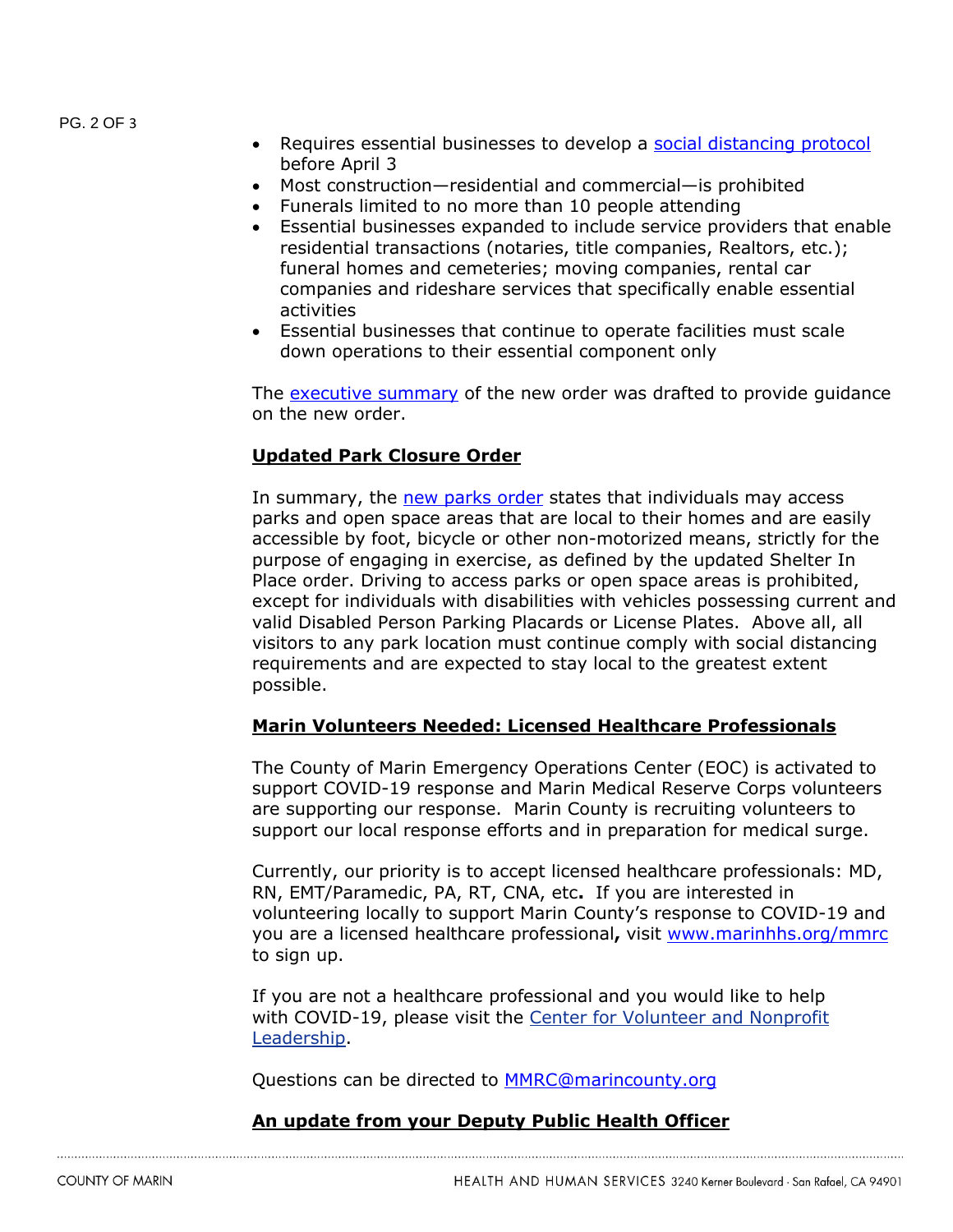- Requires essential businesses to develop a [social distancing protocol](#) before April 3
- Most construction—residential and commercial—is prohibited
- Funerals limited to no more than 10 people attending
- Essential businesses expanded to include service providers that enable residential transactions (notaries, title companies, Realtors, etc.); funeral homes and cemeteries; moving companies, rental car companies and rideshare services that specifically enable essential activities
- Essential businesses that continue to operate facilities must scale down operations to their essential component only

The [executive summary](#) of the new order was drafted to provide guidance on the new order.

## Updated Park Closure Order

In summary, the [new parks order](#) states that individuals may access parks and open space areas that are local to their homes and are easily accessible by foot, bicycle or other non-motorized means, strictly for the purpose of engaging in exercise, as defined by the updated Shelter In Place order. Driving to access parks or open space areas is prohibited, except for individuals with disabilities with vehicles possessing current and valid Disabled Person Parking Placards or License Plates. Above all, all visitors to any park location must continue comply with social distancing requirements and are expected to stay local to the greatest extent possible.

## Marin Volunteers Needed: Licensed Healthcare Professionals

The County of Marin Emergency Operations Center (EOC) is activated to support COVID-19 response and Marin Medical Reserve Corps volunteers are supporting our response. Marin County is recruiting volunteers to support our local response efforts and in preparation for medical surge.

Currently, our priority is to accept licensed healthcare professionals: MD, RN, EMT/Paramedic, PA, RT, CNA, etc**.** If you are interested in volunteering locally to support Marin County's response to COVID-19 and you are a licensed healthcare professional**,** visit [www.marinhhs.org/mmrc](http://www.marinhhs.org/mmrc) to sign up.

If you are not a healthcare professional and you would like to help with COVID-19, please visit the [Center for Volunteer and Nonprofit Leadership](#).

Questions can be directed to [MMRC@marincounty.org](mailto:MMRC@marincounty.org)

## An update from your Deputy Public Health Officer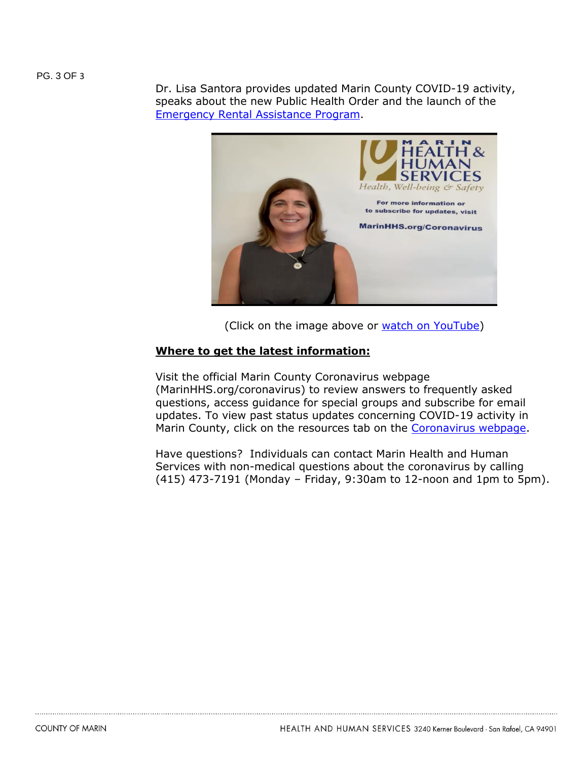Dr. Lisa Santora provides updated Marin County COVID-19 activity, speaks about the new Public Health Order and the launch of the Emergency Rental Assistance Program.

(Click on the image above or watch on YouTube)

**Where to get the latest information:**

Visit the official Marin County Coronavirus webpage (MarinHHS.org/coronavirus) to review answers to frequently asked questions, access guidance for special groups and subscribe for email updates. To view past status updates concerning COVID-19 activity in Marin County, click on the resources tab on the Coronavirus webpage.

Have questions? Individuals can contact Marin Health and Human Services with non-medical questions about the coronavirus by calling (415) 473-7191 (Monday – Friday, 9:30am to 12-noon and 1pm to 5pm).